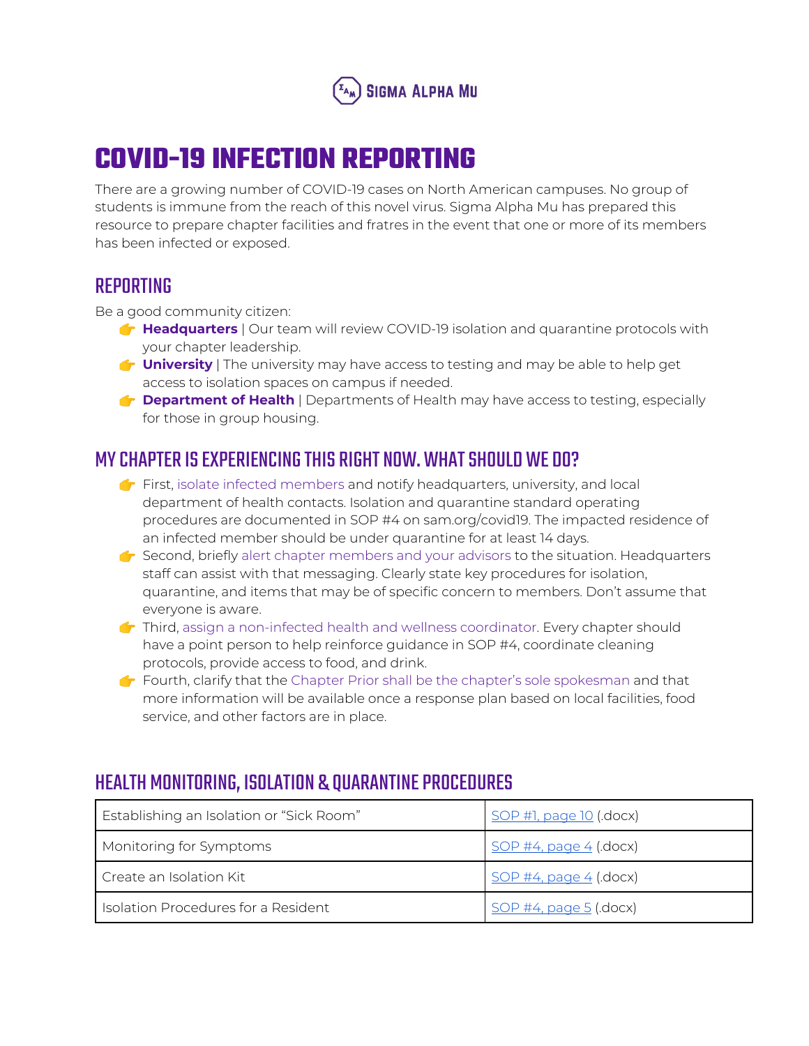Sigma Alpha Mu

# COVID-19 INFECTION REPORTING

There are a growing number of COVID-19 cases on North American campuses. No group of students is immune from the reach of this novel virus. Sigma Alpha Mu has prepared this resource to prepare chapter facilities and fratres in the event that one or more of its members has been infected or exposed.

## REPORTING

Be a good community citizen:

- 👉 **Headquarters** | Our team will review COVID-19 isolation and quarantine protocols with your chapter leadership.
- 👉 **University** | The university may have access to testing and may be able to help get access to isolation spaces on campus if needed.
- 👉 **Department of Health** | Departments of Health may have access to testing, especially for those in group housing.

## MY CHAPTER IS EXPERIENCING THIS RIGHT NOW. WHAT SHOULD WE DO?

- 👉 First, isolate infected members and notify headquarters, university, and local department of health contacts. Isolation and quarantine standard operating procedures are documented in SOP #4 on sam.org/covid19. The impacted residence of an infected member should be under quarantine for at least 14 days.
- 👉 Second, briefly alert chapter members and your advisors to the situation. Headquarters staff can assist with that messaging. Clearly state key procedures for isolation, quarantine, and items that may be of specific concern to members. Don't assume that everyone is aware.
- 👉 Third, assign a non-infected health and wellness coordinator. Every chapter should have a point person to help reinforce guidance in SOP #4, coordinate cleaning protocols, provide access to food, and drink.
- 👉 Fourth, clarify that the Chapter Prior shall be the chapter's sole spokesman and that more information will be available once a response plan based on local facilities, food service, and other factors are in place.

## HEALTH MONITORING, ISOLATION & QUARANTINE PROCEDURES

| | |
|---|---|
| Establishing an Isolation or "Sick Room" | SOP #1, page 10 (.docx) |
| Monitoring for Symptoms | SOP #4, page 4 (.docx) |
| Create an Isolation Kit | SOP #4, page 4 (.docx) |
| Isolation Procedures for a Resident | SOP #4, page 5 (.docx) |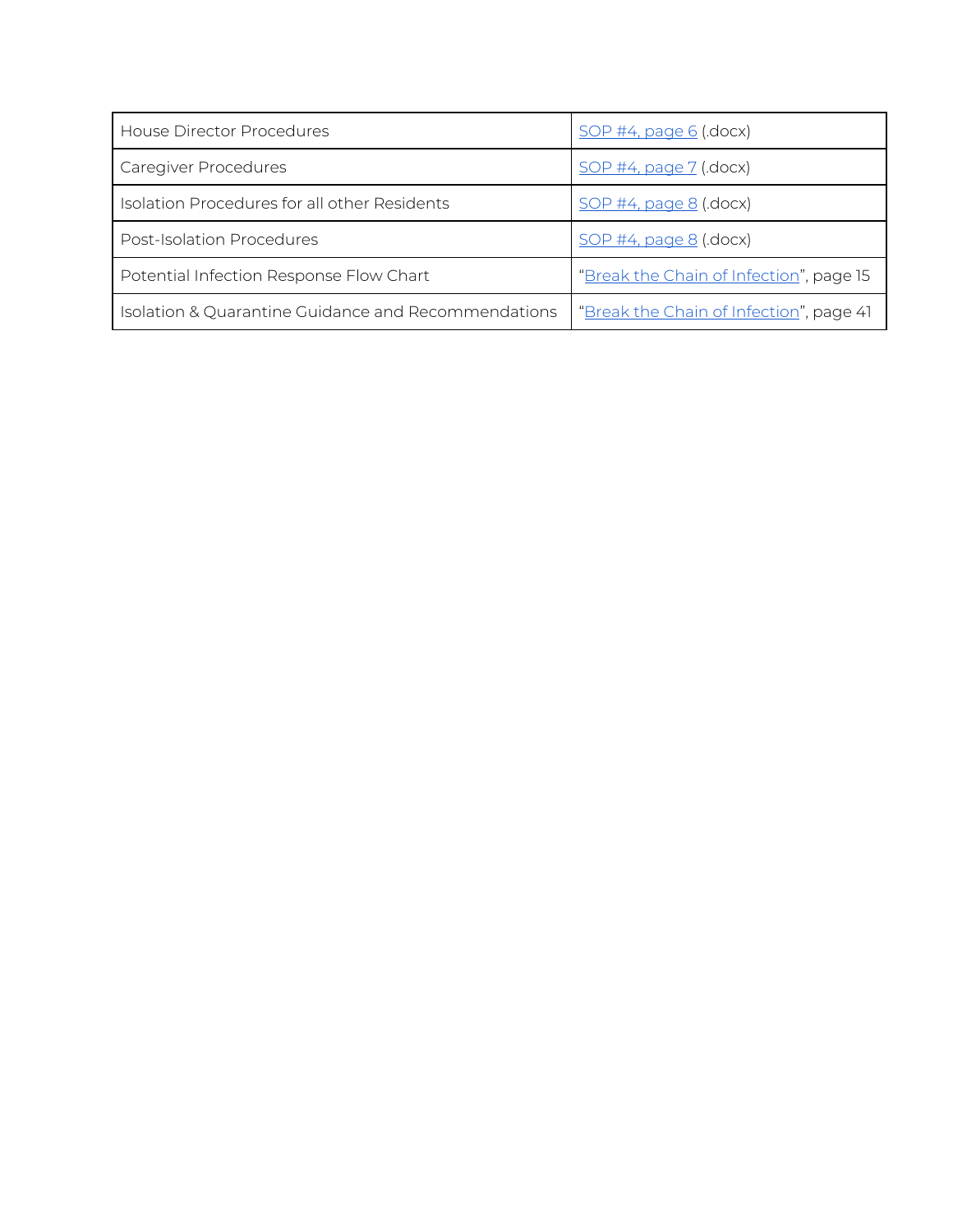| | |
|---|---|
| House Director Procedures | SOP #4, page 6 (.docx) |
| Caregiver Procedures | SOP #4, page 7 (.docx) |
| Isolation Procedures for all other Residents | SOP #4, page 8 (.docx) |
| Post-Isolation Procedures | SOP #4, page 8 (.docx) |
| Potential Infection Response Flow Chart | "Break the Chain of Infection", page 15 |
| Isolation & Quarantine Guidance and Recommendations | "Break the Chain of Infection", page 41 |